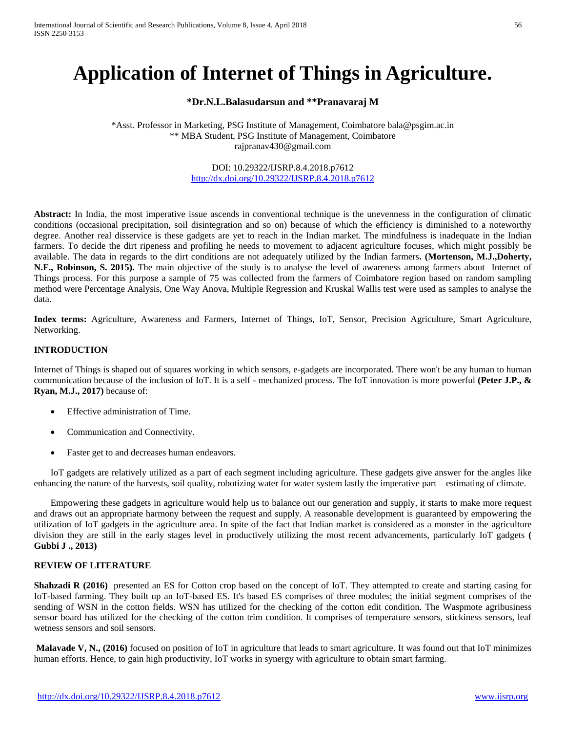# Application of Internet of Things in Agriculture.

**\*Dr.N.L.Balasudarsun and \*\*Pranavaraj M**

\*Asst. Professor in Marketing, PSG Institute of Management, Coimbatore bala@psgim.ac.in
\*\* MBA Student, PSG Institute of Management, Coimbatore
rajpranav430@gmail.com

DOI: 10.29322/IJSRP.8.4.2018.p7612
http://dx.doi.org/10.29322/IJSRP.8.4.2018.p7612

**Abstract:** In India, the most imperative issue ascends in conventional technique is the unevenness in the configuration of climatic conditions (occasional precipitation, soil disintegration and so on) because of which the efficiency is diminished to a noteworthy degree. Another real disservice is these gadgets are yet to reach in the Indian market. The mindfulness is inadequate in the Indian farmers. To decide the dirt ripeness and profiling he needs to movement to adjacent agriculture focuses, which might possibly be available. The data in regards to the dirt conditions are not adequately utilized by the Indian farmers**. (Mortenson, M.J.,Doherty, N.F., Robinson, S. 2015).** The main objective of the study is to analyse the level of awareness among farmers about Internet of Things process. For this purpose a sample of 75 was collected from the farmers of Coimbatore region based on random sampling method were Percentage Analysis, One Way Anova, Multiple Regression and Kruskal Wallis test were used as samples to analyse the data.

**Index terms:** Agriculture, Awareness and Farmers, Internet of Things, IoT, Sensor, Precision Agriculture, Smart Agriculture, Networking.

## INTRODUCTION

Internet of Things is shaped out of squares working in which sensors, e-gadgets are incorporated. There won't be any human to human communication because of the inclusion of IoT. It is a self - mechanized process. The IoT innovation is more powerful **(Peter J.P., & Ryan, M.J., 2017)** because of:

- Effective administration of Time.
- Communication and Connectivity.
- Faster get to and decreases human endeavors.

IoT gadgets are relatively utilized as a part of each segment including agriculture. These gadgets give answer for the angles like enhancing the nature of the harvests, soil quality, robotizing water for water system lastly the imperative part – estimating of climate.

Empowering these gadgets in agriculture would help us to balance out our generation and supply, it starts to make more request and draws out an appropriate harmony between the request and supply. A reasonable development is guaranteed by empowering the utilization of IoT gadgets in the agriculture area. In spite of the fact that Indian market is considered as a monster in the agriculture division they are still in the early stages level in productively utilizing the most recent advancements, particularly IoT gadgets **( Gubbi J ., 2013)**

## REVIEW OF LITERATURE

**Shahzadi R (2016)** presented an ES for Cotton crop based on the concept of IoT. They attempted to create and starting casing for IoT-based farming. They built up an IoT-based ES. It's based ES comprises of three modules; the initial segment comprises of the sending of WSN in the cotton fields. WSN has utilized for the checking of the cotton edit condition. The Waspmote agribusiness sensor board has utilized for the checking of the cotton trim condition. It comprises of temperature sensors, stickiness sensors, leaf wetness sensors and soil sensors.

**Malavade V, N., (2016)** focused on position of IoT in agriculture that leads to smart agriculture. It was found out that IoT minimizes human efforts. Hence, to gain high productivity, IoT works in synergy with agriculture to obtain smart farming.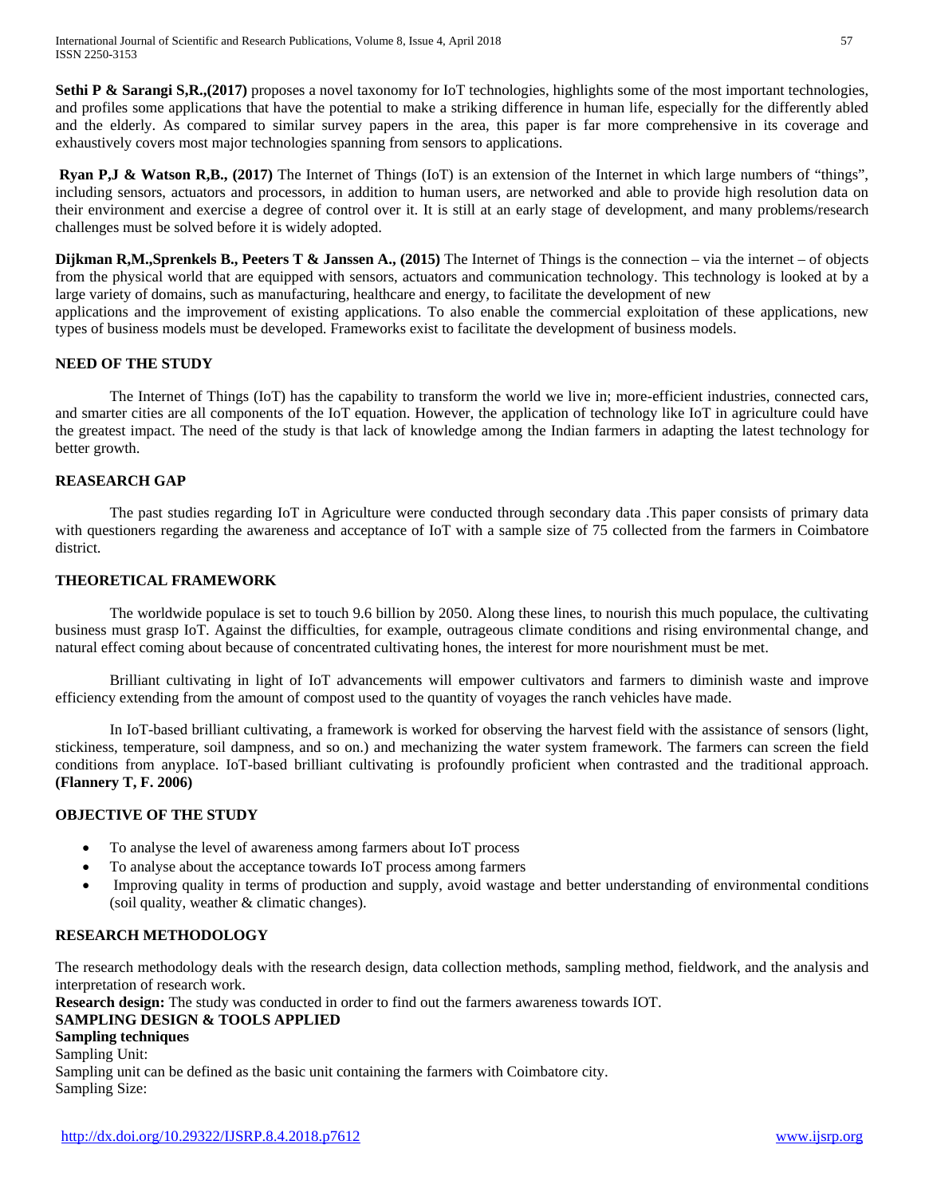**Sethi P & Sarangi S,R.,(2017)** proposes a novel taxonomy for IoT technologies, highlights some of the most important technologies, and profiles some applications that have the potential to make a striking difference in human life, especially for the differently abled and the elderly. As compared to similar survey papers in the area, this paper is far more comprehensive in its coverage and exhaustively covers most major technologies spanning from sensors to applications.

**Ryan P,J & Watson R,B., (2017)** The Internet of Things (IoT) is an extension of the Internet in which large numbers of "things", including sensors, actuators and processors, in addition to human users, are networked and able to provide high resolution data on their environment and exercise a degree of control over it. It is still at an early stage of development, and many problems/research challenges must be solved before it is widely adopted.

**Dijkman R,M.,Sprenkels B., Peeters T & Janssen A., (2015)** The Internet of Things is the connection – via the internet – of objects from the physical world that are equipped with sensors, actuators and communication technology. This technology is looked at by a large variety of domains, such as manufacturing, healthcare and energy, to facilitate the development of new applications and the improvement of existing applications. To also enable the commercial exploitation of these applications, new types of business models must be developed. Frameworks exist to facilitate the development of business models.

## NEED OF THE STUDY

The Internet of Things (IoT) has the capability to transform the world we live in; more-efficient industries, connected cars, and smarter cities are all components of the IoT equation. However, the application of technology like IoT in agriculture could have the greatest impact. The need of the study is that lack of knowledge among the Indian farmers in adapting the latest technology for better growth.

## REASEARCH GAP

The past studies regarding IoT in Agriculture were conducted through secondary data .This paper consists of primary data with questioners regarding the awareness and acceptance of IoT with a sample size of 75 collected from the farmers in Coimbatore district.

## THEORETICAL FRAMEWORK

The worldwide populace is set to touch 9.6 billion by 2050. Along these lines, to nourish this much populace, the cultivating business must grasp IoT. Against the difficulties, for example, outrageous climate conditions and rising environmental change, and natural effect coming about because of concentrated cultivating hones, the interest for more nourishment must be met.

Brilliant cultivating in light of IoT advancements will empower cultivators and farmers to diminish waste and improve efficiency extending from the amount of compost used to the quantity of voyages the ranch vehicles have made.

In IoT-based brilliant cultivating, a framework is worked for observing the harvest field with the assistance of sensors (light, stickiness, temperature, soil dampness, and so on.) and mechanizing the water system framework. The farmers can screen the field conditions from anyplace. IoT-based brilliant cultivating is profoundly proficient when contrasted and the traditional approach. **(Flannery T, F. 2006)**

## OBJECTIVE OF THE STUDY

- To analyse the level of awareness among farmers about IoT process
- To analyse about the acceptance towards IoT process among farmers
- Improving quality in terms of production and supply, avoid wastage and better understanding of environmental conditions (soil quality, weather & climatic changes).

## RESEARCH METHODOLOGY

The research methodology deals with the research design, data collection methods, sampling method, fieldwork, and the analysis and interpretation of research work.

**Research design:** The study was conducted in order to find out the farmers awareness towards IOT.

**SAMPLING DESIGN & TOOLS APPLIED**

**Sampling techniques**

Sampling Unit:

Sampling unit can be defined as the basic unit containing the farmers with Coimbatore city.

Sampling Size: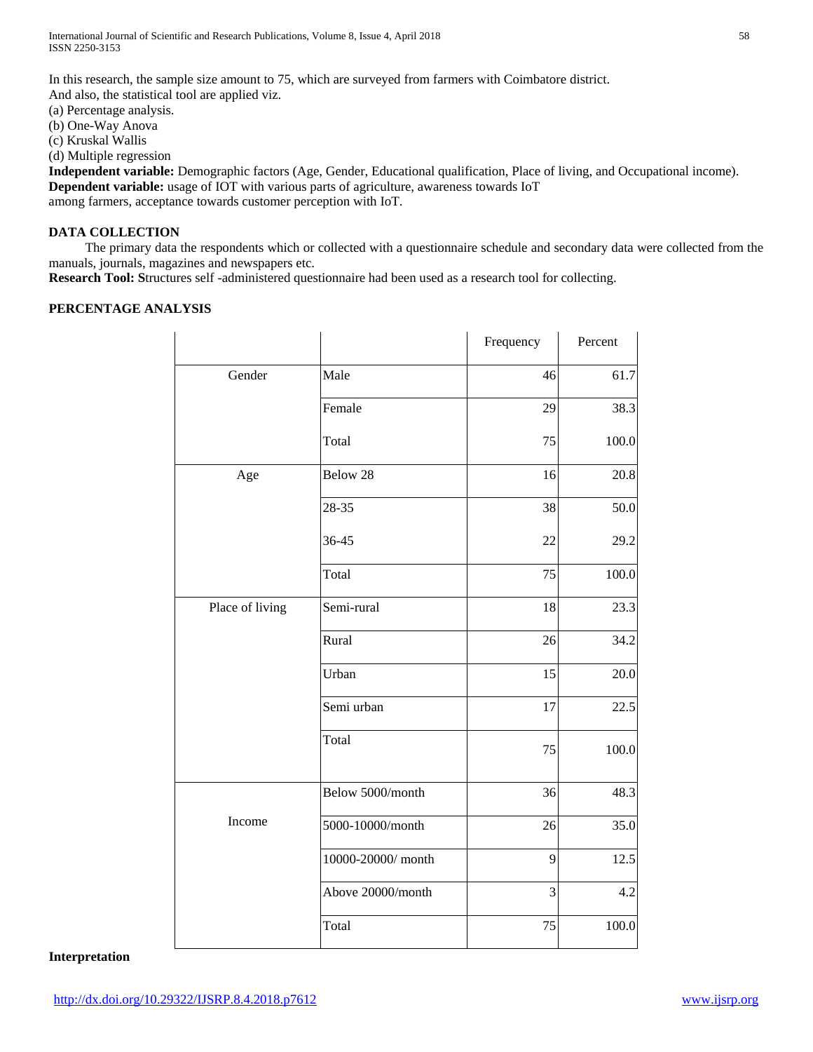In this research, the sample size amount to 75, which are surveyed from farmers with Coimbatore district.
And also, the statistical tool are applied viz.

(a) Percentage analysis.
(b) One-Way Anova
(c) Kruskal Wallis
(d) Multiple regression

**Independent variable:** Demographic factors (Age, Gender, Educational qualification, Place of living, and Occupational income).
**Dependent variable:** usage of IOT with various parts of agriculture, awareness towards IoT
among farmers, acceptance towards customer perception with IoT.

### DATA COLLECTION

The primary data the respondents which or collected with a questionnaire schedule and secondary data were collected from the manuals, journals, magazines and newspapers etc.

**Research Tool: S**tructures self -administered questionnaire had been used as a research tool for collecting.

### PERCENTAGE ANALYSIS

| | | Frequency | Percent |
|---|---|---|---|
| Gender | Male | 46 | 61.7 |
| | Female | 29 | 38.3 |
| | Total | 75 | 100.0 |
| Age | Below 28 | 16 | 20.8 |
| | 28-35 | 38 | 50.0 |
| | 36-45 | 22 | 29.2 |
| | Total | 75 | 100.0 |
| Place of living | Semi-rural | 18 | 23.3 |
| | Rural | 26 | 34.2 |
| | Urban | 15 | 20.0 |
| | Semi urban | 17 | 22.5 |
| | Total | 75 | 100.0 |
| Income | Below 5000/month | 36 | 48.3 |
| | 5000-10000/month | 26 | 35.0 |
| | 10000-20000/ month | 9 | 12.5 |
| | Above 20000/month | 3 | 4.2 |
| | Total | 75 | 100.0 |

**Interpretation**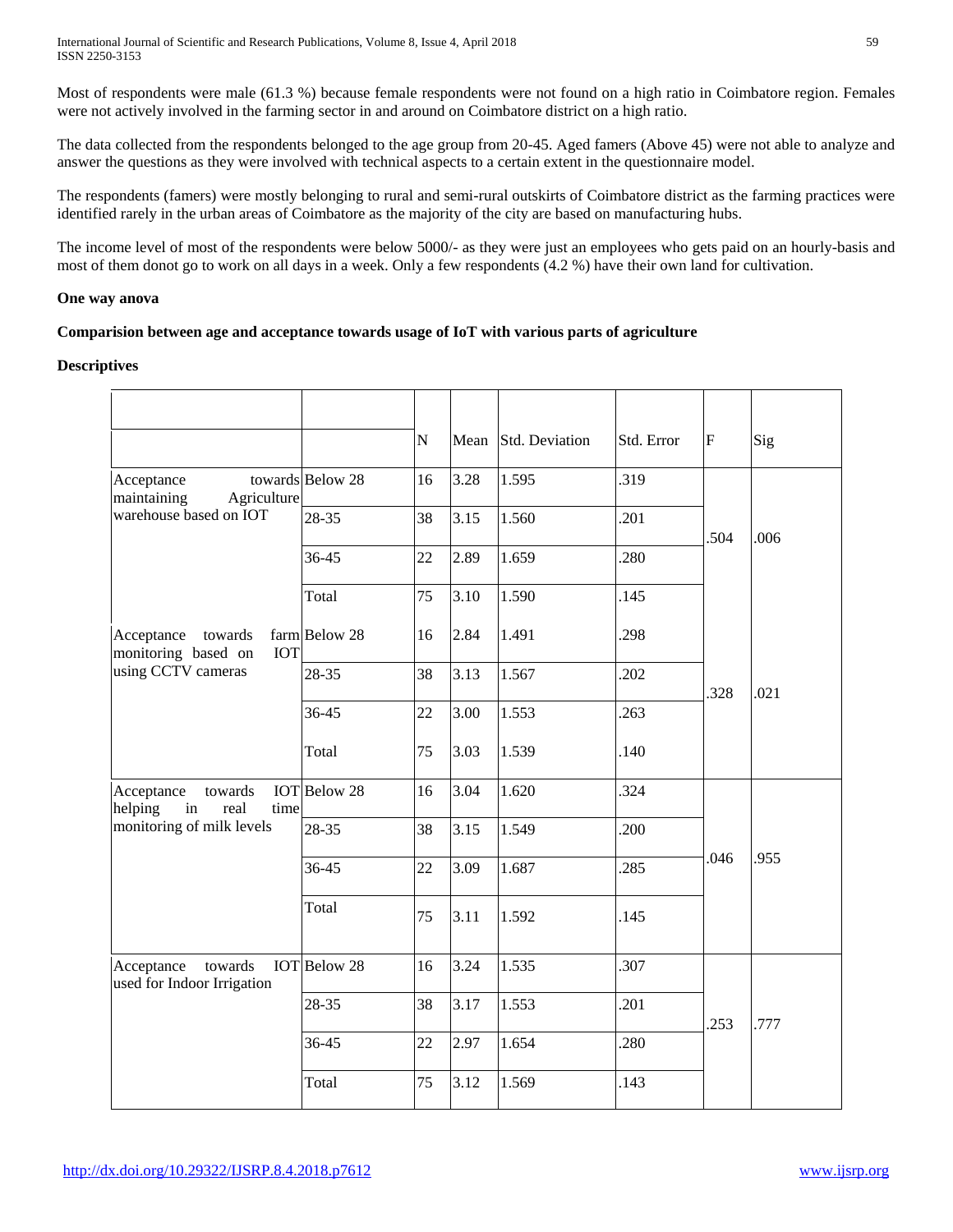Most of respondents were male (61.3 %) because female respondents were not found on a high ratio in Coimbatore region. Females were not actively involved in the farming sector in and around on Coimbatore district on a high ratio.

The data collected from the respondents belonged to the age group from 20-45. Aged famers (Above 45) were not able to analyze and answer the questions as they were involved with technical aspects to a certain extent in the questionnaire model.

The respondents (famers) were mostly belonging to rural and semi-rural outskirts of Coimbatore district as the farming practices were identified rarely in the urban areas of Coimbatore as the majority of the city are based on manufacturing hubs.

The income level of most of the respondents were below 5000/- as they were just an employees who gets paid on an hourly-basis and most of them donot go to work on all days in a week. Only a few respondents (4.2 %) have their own land for cultivation.

**One way anova**

**Comparision between age and acceptance towards usage of IoT with various parts of agriculture**

**Descriptives**

| | | N | Mean | Std. Deviation | Std. Error | F | Sig |
|---|---|---|---|---|---|---|---|
| Acceptance towards maintaining Agriculture warehouse based on IOT | Below 28 | 16 | 3.28 | 1.595 | .319 | .504 | .006 |
| | 28-35 | 38 | 3.15 | 1.560 | .201 | | |
| | 36-45 | 22 | 2.89 | 1.659 | .280 | | |
| | Total | 75 | 3.10 | 1.590 | .145 | | |
| Acceptance towards farm monitoring based on IOT using CCTV cameras | Below 28 | 16 | 2.84 | 1.491 | .298 | .328 | .021 |
| | 28-35 | 38 | 3.13 | 1.567 | .202 | | |
| | 36-45 | 22 | 3.00 | 1.553 | .263 | | |
| | Total | 75 | 3.03 | 1.539 | .140 | | |
| Acceptance towards IOT helping in real time monitoring of milk levels | Below 28 | 16 | 3.04 | 1.620 | .324 | .046 | .955 |
| | 28-35 | 38 | 3.15 | 1.549 | .200 | | |
| | 36-45 | 22 | 3.09 | 1.687 | .285 | | |
| | Total | 75 | 3.11 | 1.592 | .145 | | |
| Acceptance towards IOT used for Indoor Irrigation | Below 28 | 16 | 3.24 | 1.535 | .307 | .253 | .777 |
| | 28-35 | 38 | 3.17 | 1.553 | .201 | | |
| | 36-45 | 22 | 2.97 | 1.654 | .280 | | |
| | Total | 75 | 3.12 | 1.569 | .143 | | |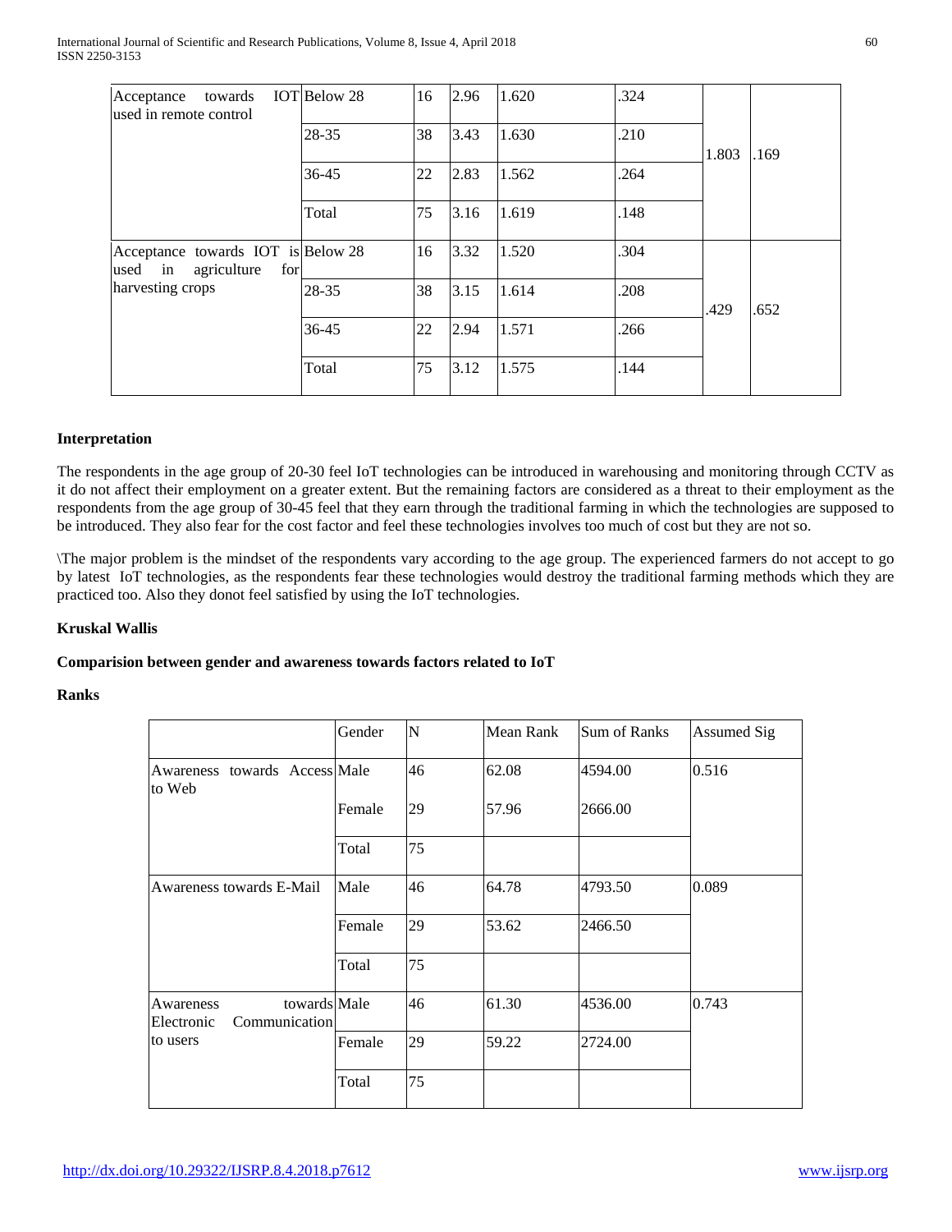| | | | | | | | |
|---|---|---|---|---|---|---|---|
| Acceptance towards IOT used in remote control | Below 28 | 16 | 2.96 | 1.620 | .324 | 1.803 | .169 |
| | 28-35 | 38 | 3.43 | 1.630 | .210 | | |
| | 36-45 | 22 | 2.83 | 1.562 | .264 | | |
| | Total | 75 | 3.16 | 1.619 | .148 | | |
| Acceptance towards IOT is used in agriculture for harvesting crops | Below 28 | 16 | 3.32 | 1.520 | .304 | .429 | .652 |
| | 28-35 | 38 | 3.15 | 1.614 | .208 | | |
| | 36-45 | 22 | 2.94 | 1.571 | .266 | | |
| | Total | 75 | 3.12 | 1.575 | .144 | | |

**Interpretation**

The respondents in the age group of 20-30 feel IoT technologies can be introduced in warehousing and monitoring through CCTV as it do not affect their employment on a greater extent. But the remaining factors are considered as a threat to their employment as the respondents from the age group of 30-45 feel that they earn through the traditional farming in which the technologies are supposed to be introduced. They also fear for the cost factor and feel these technologies involves too much of cost but they are not so.

\The major problem is the mindset of the respondents vary according to the age group. The experienced farmers do not accept to go by latest IoT technologies, as the respondents fear these technologies would destroy the traditional farming methods which they are practiced too. Also they donot feel satisfied by using the IoT technologies.

**Kruskal Wallis**

**Comparision between gender and awareness towards factors related to IoT**

**Ranks**

| | Gender | N | Mean Rank | Sum of Ranks | Assumed Sig |
|---|---|---|---|---|---|
| Awareness towards Access to Web | Male | 46 | 62.08 | 4594.00 | 0.516 |
| | Female | 29 | 57.96 | 2666.00 | |
| | Total | 75 | | | |
| Awareness towards E-Mail | Male | 46 | 64.78 | 4793.50 | 0.089 |
| | Female | 29 | 53.62 | 2466.50 | |
| | Total | 75 | | | |
| Awareness towards Electronic Communication to users | Male | 46 | 61.30 | 4536.00 | 0.743 |
| | Female | 29 | 59.22 | 2724.00 | |
| | Total | 75 | | | |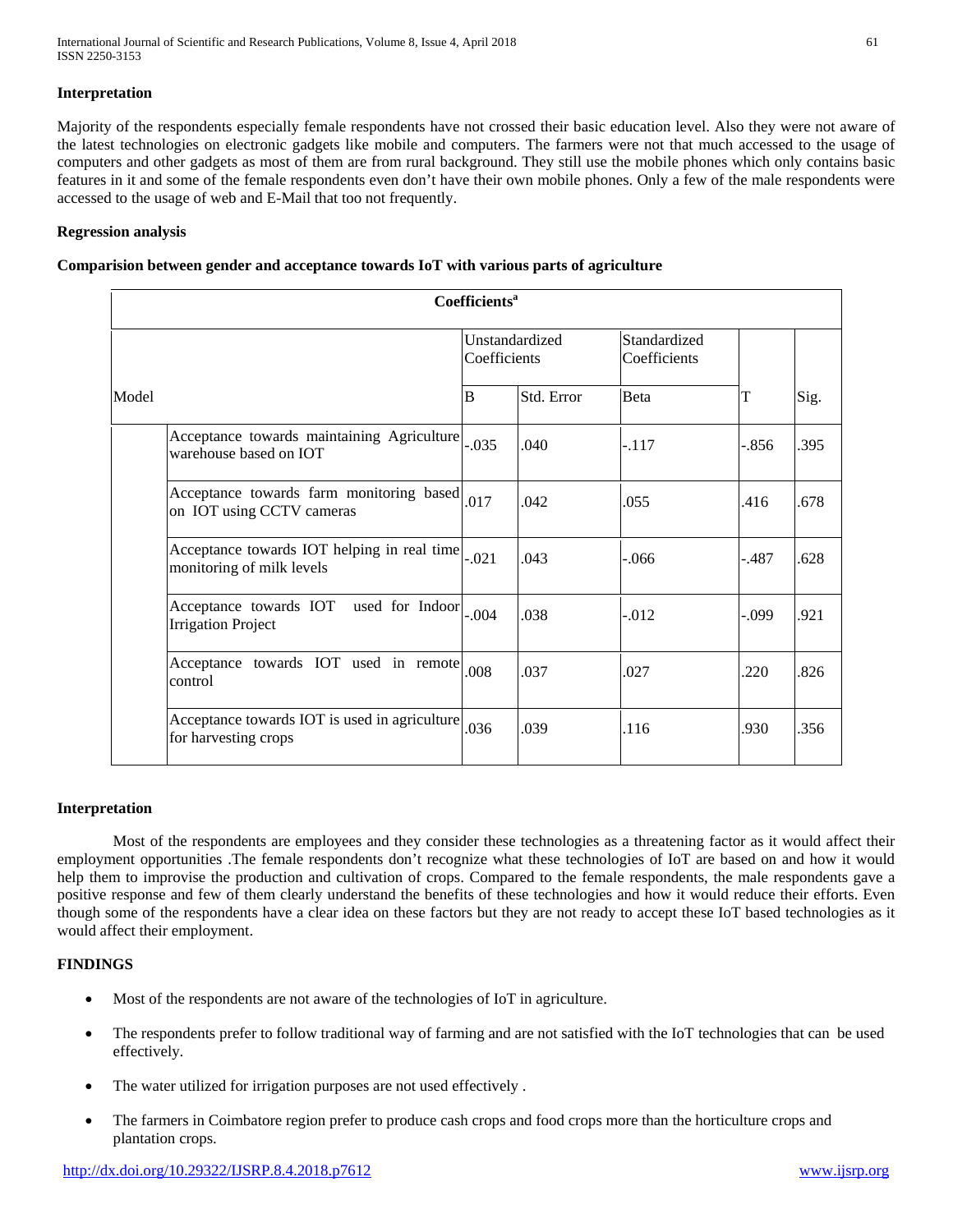### Interpretation

Majority of the respondents especially female respondents have not crossed their basic education level. Also they were not aware of the latest technologies on electronic gadgets like mobile and computers. The farmers were not that much accessed to the usage of computers and other gadgets as most of them are from rural background. They still use the mobile phones which only contains basic features in it and some of the female respondents even don't have their own mobile phones. Only a few of the male respondents were accessed to the usage of web and E-Mail that too not frequently.

### Regression analysis

**Comparision between gender and acceptance towards IoT with various parts of agriculture**

| Model | | Unstandardized Coefficients | | Standardized Coefficients | T | Sig. |
|---|---|---|---|---|---|---|
| | | B | Std. Error | Beta | | |
| | Acceptance towards maintaining Agriculture warehouse based on IOT | -.035 | .040 | -.117 | -.856 | .395 |
| | Acceptance towards farm monitoring based on IOT using CCTV cameras | .017 | .042 | .055 | .416 | .678 |
| | Acceptance towards IOT helping in real time monitoring of milk levels | -.021 | .043 | -.066 | -.487 | .628 |
| | Acceptance towards IOT used for Indoor Irrigation Project | -.004 | .038 | -.012 | -.099 | .921 |
| | Acceptance towards IOT used in remote control | .008 | .037 | .027 | .220 | .826 |
| | Acceptance towards IOT is used in agriculture for harvesting crops | .036 | .039 | .116 | .930 | .356 |

Coefficients[a]

### Interpretation

Most of the respondents are employees and they consider these technologies as a threatening factor as it would affect their employment opportunities .The female respondents don't recognize what these technologies of IoT are based on and how it would help them to improvise the production and cultivation of crops. Compared to the female respondents, the male respondents gave a positive response and few of them clearly understand the benefits of these technologies and how it would reduce their efforts. Even though some of the respondents have a clear idea on these factors but they are not ready to accept these IoT based technologies as it would affect their employment.

## FINDINGS

- Most of the respondents are not aware of the technologies of IoT in agriculture.
- The respondents prefer to follow traditional way of farming and are not satisfied with the IoT technologies that can be used effectively.
- The water utilized for irrigation purposes are not used effectively .
- The farmers in Coimbatore region prefer to produce cash crops and food crops more than the horticulture crops and plantation crops.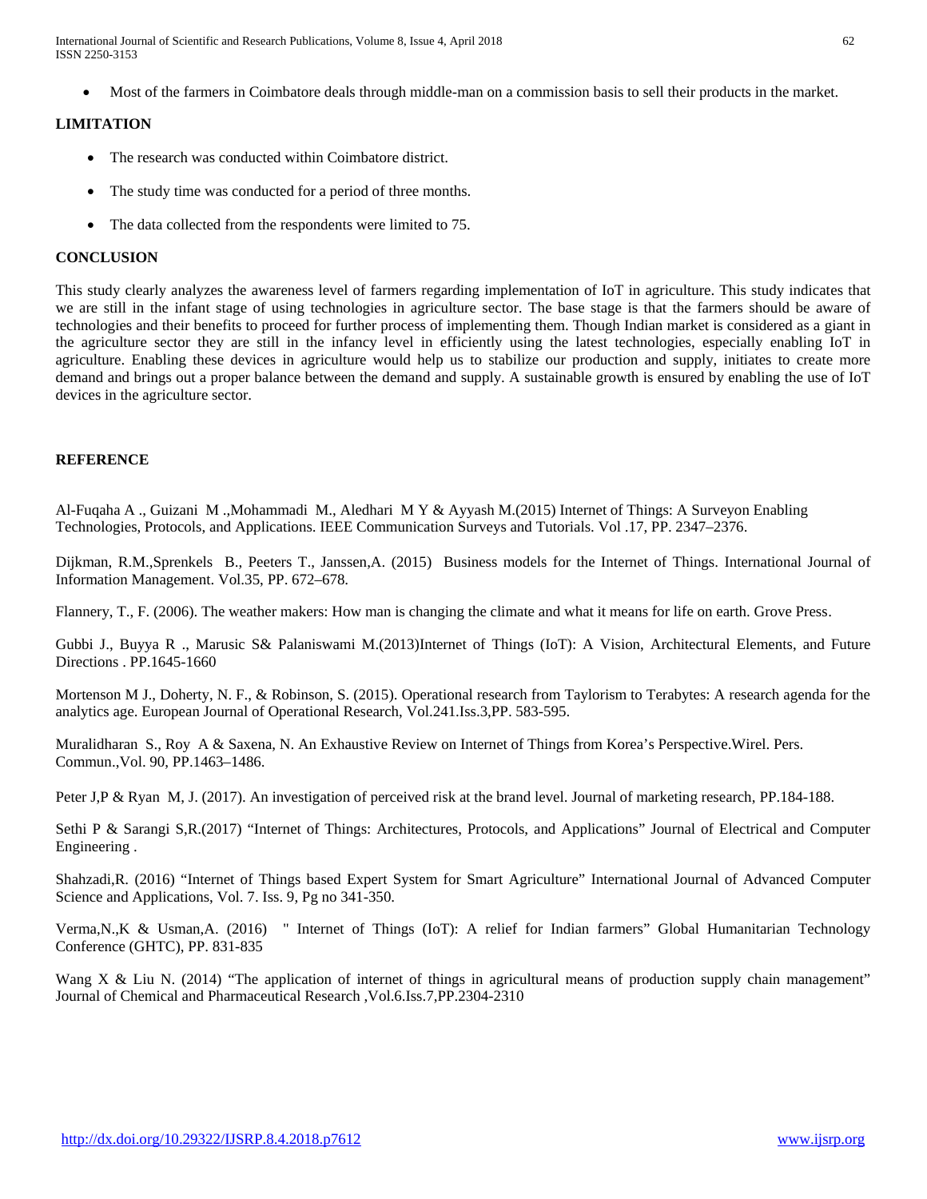- Most of the farmers in Coimbatore deals through middle-man on a commission basis to sell their products in the market.

## LIMITATION

- The research was conducted within Coimbatore district.
- The study time was conducted for a period of three months.
- The data collected from the respondents were limited to 75.

## CONCLUSION

This study clearly analyzes the awareness level of farmers regarding implementation of IoT in agriculture. This study indicates that we are still in the infant stage of using technologies in agriculture sector. The base stage is that the farmers should be aware of technologies and their benefits to proceed for further process of implementing them. Though Indian market is considered as a giant in the agriculture sector they are still in the infancy level in efficiently using the latest technologies, especially enabling IoT in agriculture. Enabling these devices in agriculture would help us to stabilize our production and supply, initiates to create more demand and brings out a proper balance between the demand and supply. A sustainable growth is ensured by enabling the use of IoT devices in the agriculture sector.

## REFERENCE

Al-Fuqaha A ., Guizani M .,Mohammadi M., Aledhari M Y & Ayyash M.(2015) Internet of Things: A Surveyon Enabling Technologies, Protocols, and Applications. IEEE Communication Surveys and Tutorials. Vol .17, PP. 2347–2376.

Dijkman, R.M.,Sprenkels B., Peeters T., Janssen,A. (2015) Business models for the Internet of Things. International Journal of Information Management. Vol.35, PP. 672–678.

Flannery, T., F. (2006). The weather makers: How man is changing the climate and what it means for life on earth. Grove Press.

Gubbi J., Buyya R ., Marusic S& Palaniswami M.(2013)Internet of Things (IoT): A Vision, Architectural Elements, and Future Directions . PP.1645-1660

Mortenson M J., Doherty, N. F., & Robinson, S. (2015). Operational research from Taylorism to Terabytes: A research agenda for the analytics age. European Journal of Operational Research, Vol.241.Iss.3,PP. 583-595.

Muralidharan S., Roy A & Saxena, N. An Exhaustive Review on Internet of Things from Korea's Perspective.Wirel. Pers. Commun.,Vol. 90, PP.1463–1486.

Peter J,P & Ryan M, J. (2017). An investigation of perceived risk at the brand level. Journal of marketing research, PP.184-188.

Sethi P & Sarangi S,R.(2017) "Internet of Things: Architectures, Protocols, and Applications" Journal of Electrical and Computer Engineering .

Shahzadi,R. (2016) "Internet of Things based Expert System for Smart Agriculture" International Journal of Advanced Computer Science and Applications, Vol. 7. Iss. 9, Pg no 341-350.

Verma,N.,K & Usman,A. (2016) " Internet of Things (IoT): A relief for Indian farmers" Global Humanitarian Technology Conference (GHTC), PP. 831-835

Wang X & Liu N. (2014) "The application of internet of things in agricultural means of production supply chain management" Journal of Chemical and Pharmaceutical Research ,Vol.6.Iss.7,PP.2304-2310